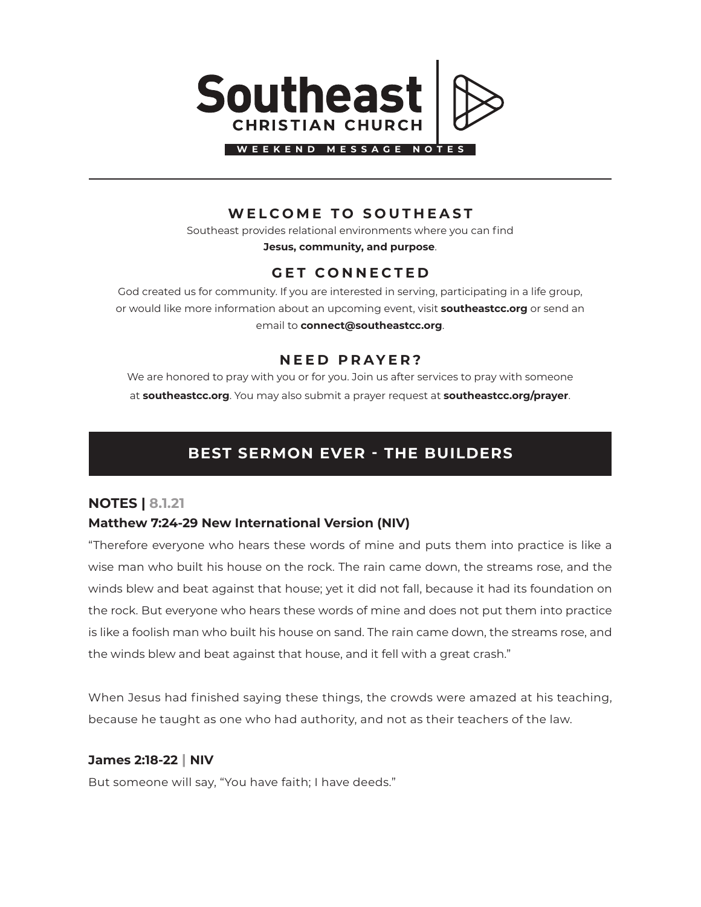# Southeast
**CHRISTIAN CHURCH**

**WEEKEND MESSAGE NOTES**

---

## WELCOME TO SOUTHEAST

Southeast provides relational environments where you can find **Jesus, community, and purpose**.

## GET CONNECTED

God created us for community. If you are interested in serving, participating in a life group, or would like more information about an upcoming event, visit **southeastcc.org** or send an email to **connect@southeastcc.org**.

## NEED PRAYER?

We are honored to pray with you or for you. Join us after services to pray with someone at **southeastcc.org**. You may also submit a prayer request at **southeastcc.org/prayer**.

## BEST SERMON EVER - THE BUILDERS

### NOTES | 8.1.21

**Matthew 7:24-29 New International Version (NIV)**

"Therefore everyone who hears these words of mine and puts them into practice is like a wise man who built his house on the rock. The rain came down, the streams rose, and the winds blew and beat against that house; yet it did not fall, because it had its foundation on the rock. But everyone who hears these words of mine and does not put them into practice is like a foolish man who built his house on sand. The rain came down, the streams rose, and the winds blew and beat against that house, and it fell with a great crash."

When Jesus had finished saying these things, the crowds were amazed at his teaching, because he taught as one who had authority, and not as their teachers of the law.

**James 2:18-22 | NIV**

But someone will say, "You have faith; I have deeds."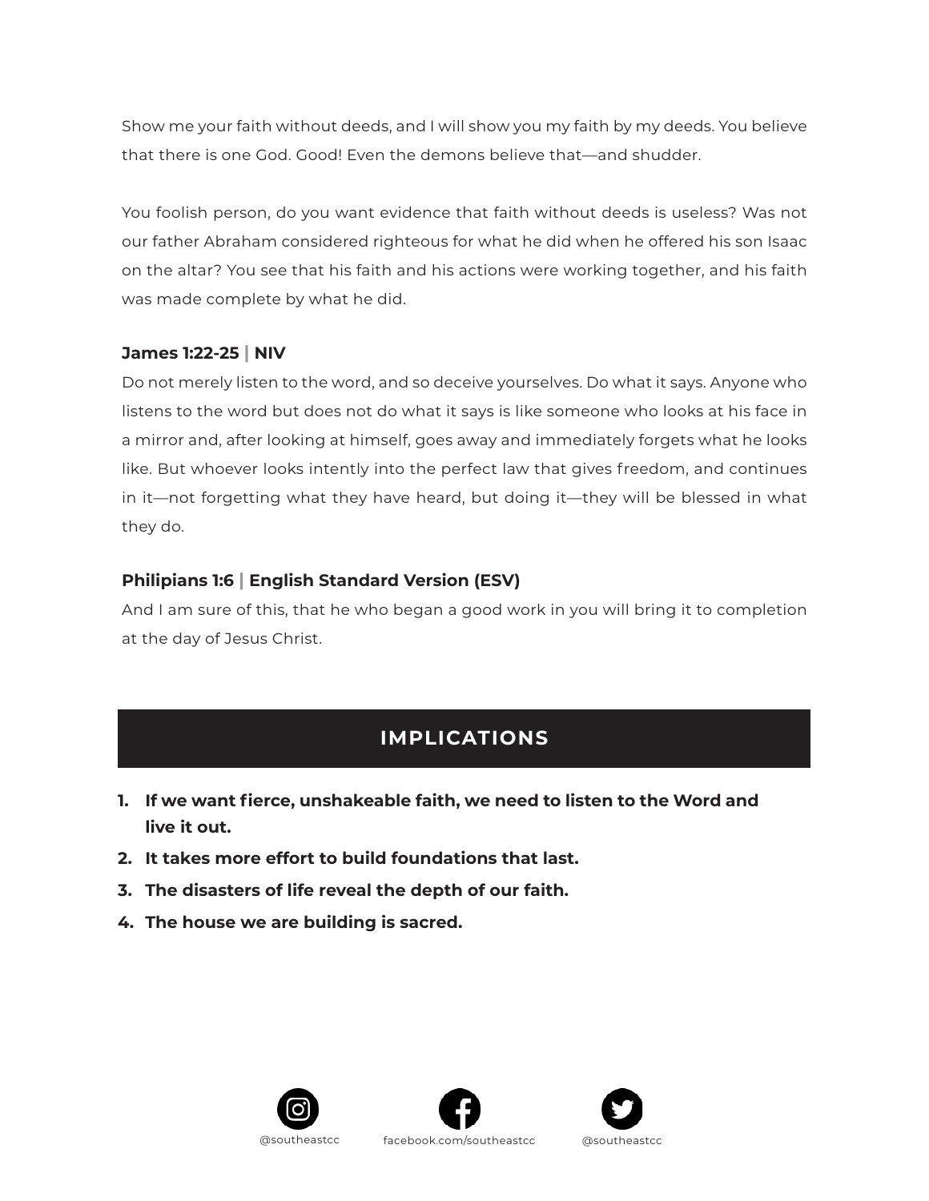Show me your faith without deeds, and I will show you my faith by my deeds. You believe that there is one God. Good! Even the demons believe that—and shudder.

You foolish person, do you want evidence that faith without deeds is useless? Was not our father Abraham considered righteous for what he did when he offered his son Isaac on the altar? You see that his faith and his actions were working together, and his faith was made complete by what he did.

**James 1:22-25 | NIV**

Do not merely listen to the word, and so deceive yourselves. Do what it says. Anyone who listens to the word but does not do what it says is like someone who looks at his face in a mirror and, after looking at himself, goes away and immediately forgets what he looks like. But whoever looks intently into the perfect law that gives freedom, and continues in it—not forgetting what they have heard, but doing it—they will be blessed in what they do.

**Philipians 1:6 | English Standard Version (ESV)**

And I am sure of this, that he who began a good work in you will bring it to completion at the day of Jesus Christ.

## IMPLICATIONS

1. **If we want fierce, unshakeable faith, we need to listen to the Word and live it out.**
2. **It takes more effort to build foundations that last.**
3. **The disasters of life reveal the depth of our faith.**
4. **The house we are building is sacred.**

@southeastcc

facebook.com/southeastcc

@southeastcc